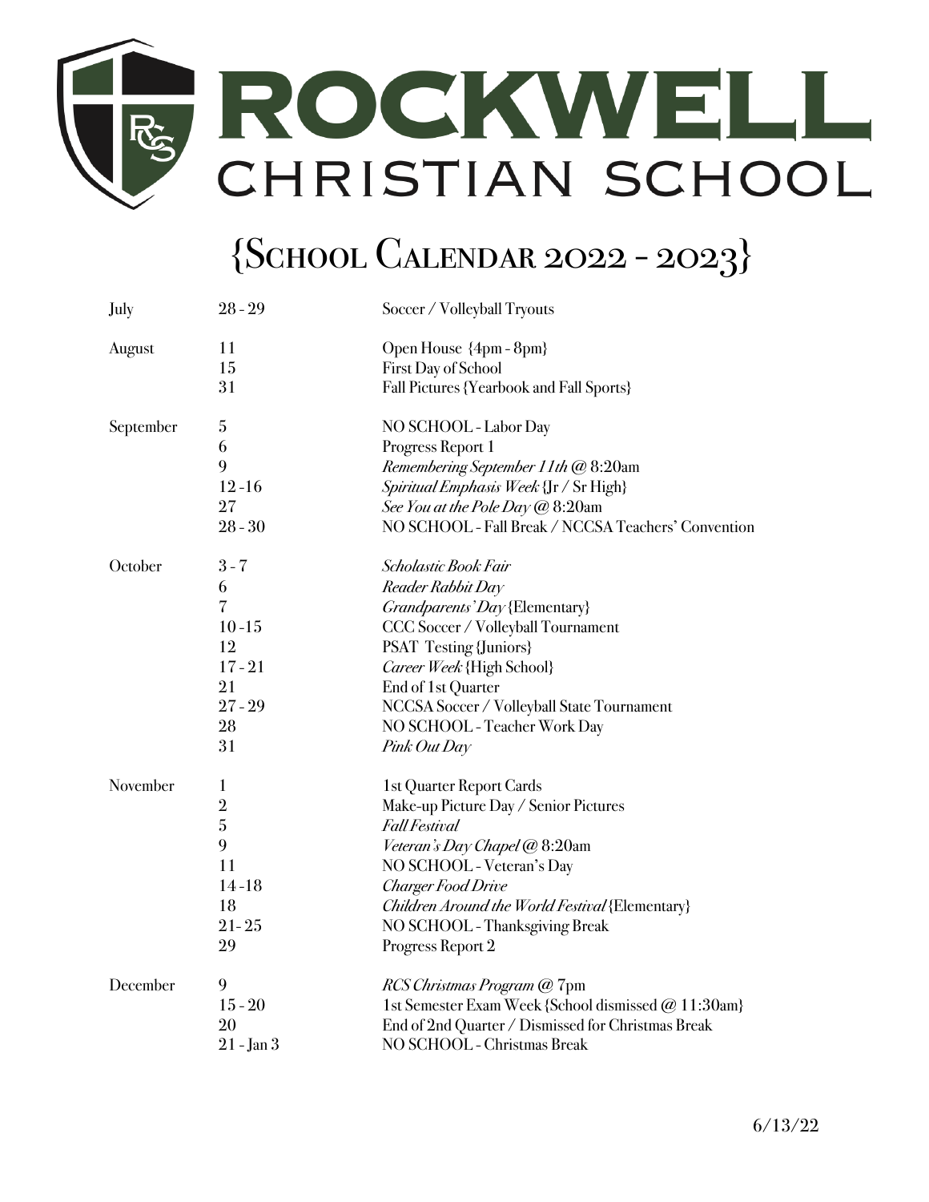# ROCKWELL CHRISTIAN SCHOOL

## {School Calendar 2022 - 2023}

| Month | Date | Event |
|---|---|---|
| July | 28 - 29 | Soccer / Volleyball Tryouts |
| August | 11 | Open House {4pm - 8pm} |
| | 15 | First Day of School |
| | 31 | Fall Pictures {Yearbook and Fall Sports} |
| September | 5 | NO SCHOOL - Labor Day |
| | 6 | Progress Report 1 |
| | 9 | *Remembering September 11th* @ 8:20am |
| | 12 - 16 | *Spiritual Emphasis Week* {Jr / Sr High} |
| | 27 | *See You at the Pole Day* @ 8:20am |
| | 28 - 30 | NO SCHOOL - Fall Break / NCCSA Teachers' Convention |
| October | 3 - 7 | *Scholastic Book Fair* |
| | 6 | *Reader Rabbit Day* |
| | 7 | *Grandparents' Day* {Elementary} |
| | 10 - 15 | CCC Soccer / Volleyball Tournament |
| | 12 | PSAT Testing {Juniors} |
| | 17 - 21 | *Career Week* {High School} |
| | 21 | End of 1st Quarter |
| | 27 - 29 | NCCSA Soccer / Volleyball State Tournament |
| | 28 | NO SCHOOL - Teacher Work Day |
| | 31 | *Pink Out Day* |
| November | 1 | 1st Quarter Report Cards |
| | 2 | Make-up Picture Day / Senior Pictures |
| | 5 | *Fall Festival* |
| | 9 | *Veteran's Day Chapel* @ 8:20am |
| | 11 | NO SCHOOL - Veteran's Day |
| | 14 - 18 | *Charger Food Drive* |
| | 18 | *Children Around the World Festival* {Elementary} |
| | 21 - 25 | NO SCHOOL - Thanksgiving Break |
| | 29 | Progress Report 2 |
| December | 9 | *RCS Christmas Program* @ 7pm |
| | 15 - 20 | 1st Semester Exam Week {School dismissed @ 11:30am} |
| | 20 | End of 2nd Quarter / Dismissed for Christmas Break |
| | 21 - Jan 3 | NO SCHOOL - Christmas Break |

6/13/22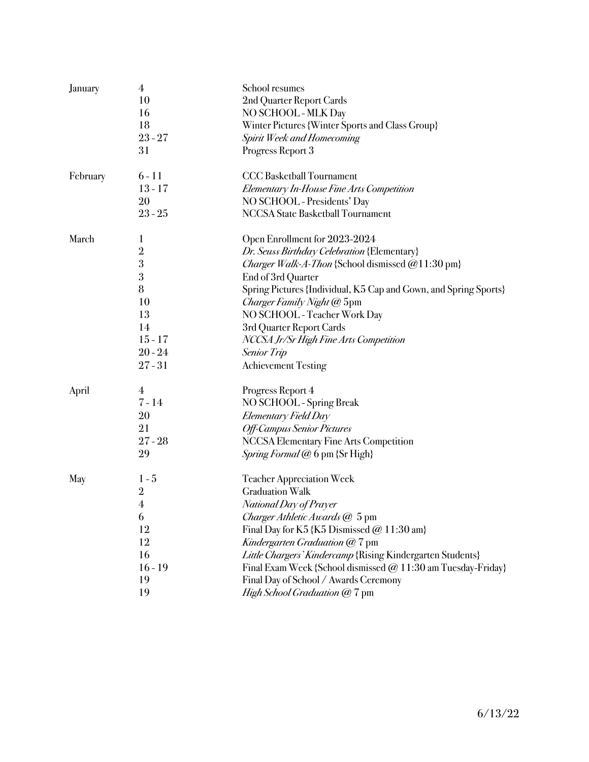| | | |
|---|---|---|
| January | 4 | School resumes |
| | 10 | 2nd Quarter Report Cards |
| | 16 | NO SCHOOL - MLK Day |
| | 18 | Winter Pictures {Winter Sports and Class Group} |
| | 23 - 27 | *Spirit Week and Homecoming* |
| | 31 | Progress Report 3 |
| February | 6 - 11 | CCC Basketball Tournament |
| | 13 - 17 | *Elementary In-House Fine Arts Competition* |
| | 20 | NO SCHOOL - Presidents' Day |
| | 23 - 25 | NCCSA State Basketball Tournament |
| March | 1 | Open Enrollment for 2023-2024 |
| | 2 | *Dr. Seuss Birthday Celebration* {Elementary} |
| | 3 | *Charger Walk-A-Thon* {School dismissed @11:30 pm} |
| | 3 | End of 3rd Quarter |
| | 8 | Spring Pictures {Individual, K5 Cap and Gown, and Spring Sports} |
| | 10 | *Charger Family Night* @ 5pm |
| | 13 | NO SCHOOL - Teacher Work Day |
| | 14 | 3rd Quarter Report Cards |
| | 15 - 17 | *NCCSA Jr/Sr High Fine Arts Competition* |
| | 20 - 24 | *Senior Trip* |
| | 27 - 31 | Achievement Testing |
| April | 4 | Progress Report 4 |
| | 7 - 14 | NO SCHOOL - Spring Break |
| | 20 | *Elementary Field Day* |
| | 21 | *Off-Campus Senior Pictures* |
| | 27 - 28 | NCCSA Elementary Fine Arts Competition |
| | 29 | *Spring Formal* @ 6 pm {Sr High} |
| May | 1 - 5 | Teacher Appreciation Week |
| | 2 | Graduation Walk |
| | 4 | *National Day of Prayer* |
| | 6 | *Charger Athletic Awards* @ 5 pm |
| | 12 | Final Day for K5 {K5 Dismissed @ 11:30 am} |
| | 12 | *Kindergarten Graduation* @ 7 pm |
| | 16 | *Little Chargers' Kindercamp* {Rising Kindergarten Students} |
| | 16 - 19 | Final Exam Week {School dismissed @ 11:30 am Tuesday-Friday} |
| | 19 | Final Day of School / Awards Ceremony |
| | 19 | *High School Graduation* @ 7 pm |

6/13/22